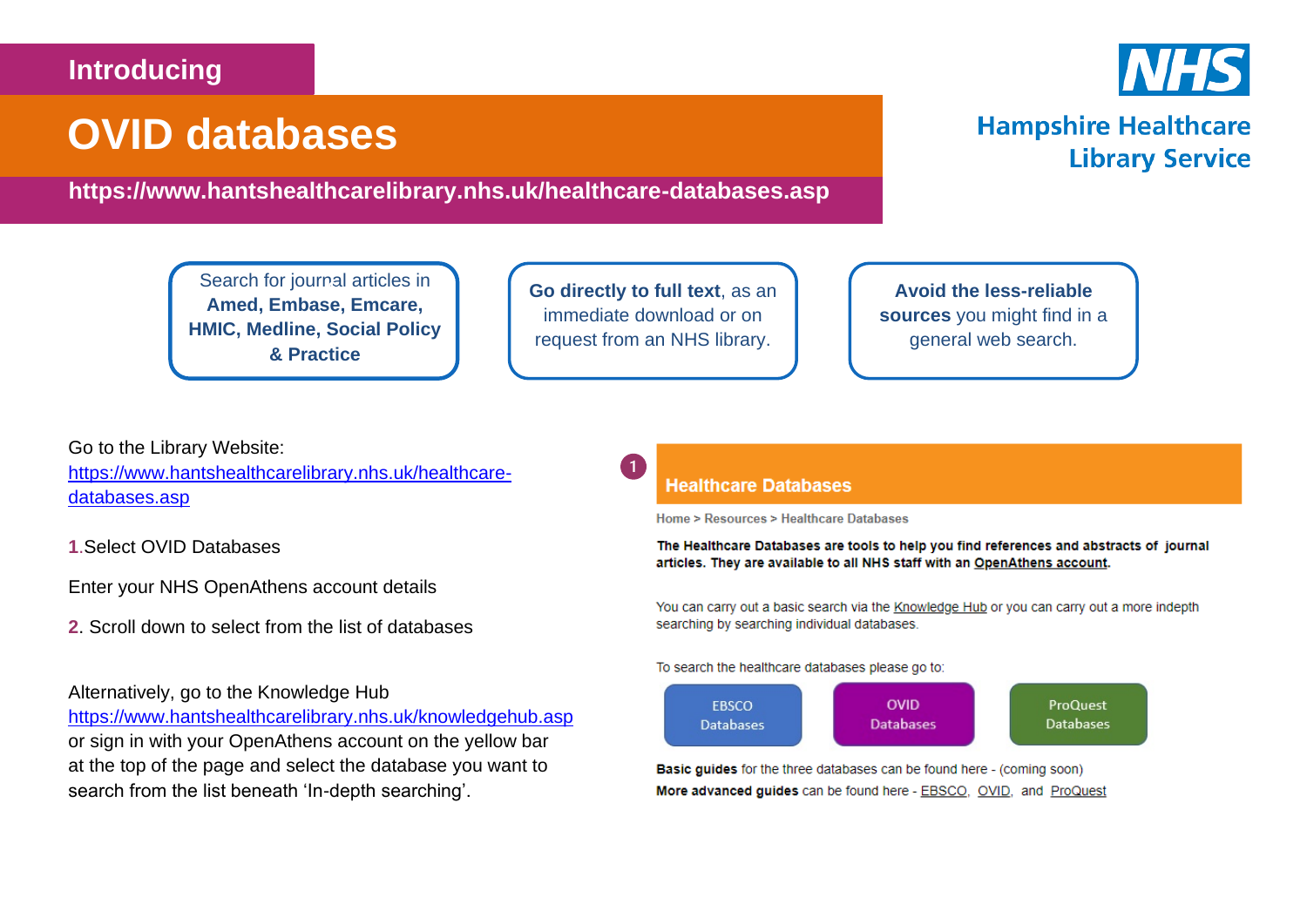Introducing

# OVID databases

**https://www.hantshealthcarelibrary.nhs.uk/healthcare-databases.asp**

NHS

Hampshire Healthcare Library Service

Search for journal articles in **Amed, Embase, Emcare, HMIC, Medline, Social Policy & Practice**

**Go directly to full text**, as an immediate download or on request from an NHS library.

**Avoid the less-reliable sources** you might find in a general web search.

Go to the Library Website: https://www.hantshealthcarelibrary.nhs.uk/healthcare-databases.asp

1.Select OVID Databases

Enter your NHS OpenAthens account details

2. Scroll down to select from the list of databases

Alternatively, go to the Knowledge Hub https://www.hantshealthcarelibrary.nhs.uk/knowledgehub.asp or sign in with your OpenAthens account on the yellow bar at the top of the page and select the database you want to search from the list beneath 'In-depth searching'.

1

**Healthcare Databases**

Home > Resources > Healthcare Databases

**The Healthcare Databases are tools to help you find references and abstracts of journal articles. They are available to all NHS staff with an OpenAthens account.**

You can carry out a basic search via the Knowledge Hub or you can carry out a more indepth searching by searching individual databases.

To search the healthcare databases please go to:

EBSCO Databases | OVID Databases | ProQuest Databases

**Basic guides** for the three databases can be found here - (coming soon)

**More advanced guides** can be found here - EBSCO, OVID, and ProQuest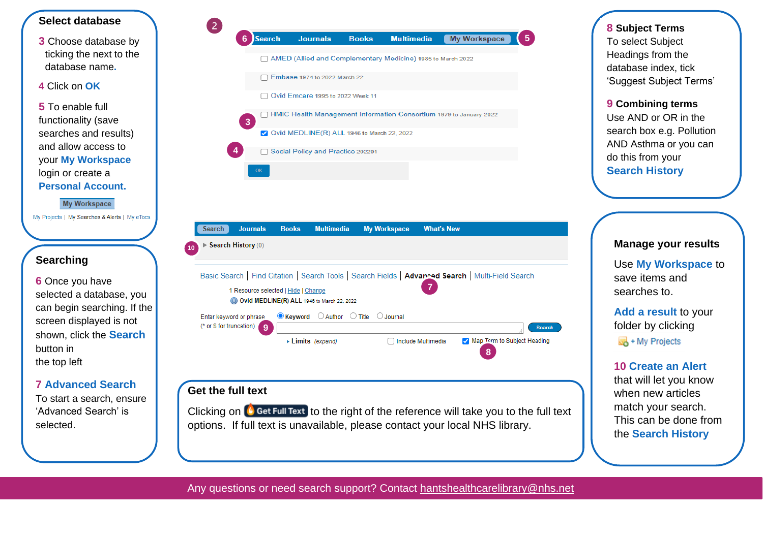## Select database

**3** Choose database by ticking the next to the database name.

**4** Click on **OK**

**5** To enable full functionality (save searches and results) and allow access to your **My Workspace** login or create a **Personal Account.**

My Workspace

My Projects | My Searches & Alerts | My eTocs

## Searching

**6** Once you have selected a database, you can begin searching. If the screen displayed is not shown, click the **Search** button in the top left

**7 Advanced Search**
To start a search, ensure 'Advanced Search' is selected.

Search | Journals | Books | Multimedia | My Workspace

- AMED (Allied and Complementary Medicine) 1985 to March 2022
- Embase 1974 to 2022 March 22
- Ovid Emcare 1995 to 2022 Week 11
- HMIC Health Management Information Consortium 1979 to January 2022
- Ovid MEDLINE(R) ALL 1946 to March 22, 2022
- Social Policy and Practice 202201

OK

Search | Journals | Books | Multimedia | My Workspace | What's New

Search History (0)

Basic Search | Find Citation | Search Tools | Search Fields | Advanced Search | Multi-Field Search

1 Resource selected | Hide | Change

Ovid MEDLINE(R) ALL 1946 to March 22, 2022

Enter keyword or phrase (* or $ for truncation)

Keyword Author Title Journal

Search

Limits (expand) Include Multimedia Map Term to Subject Heading

## 8 Subject Terms

To select Subject Headings from the database index, tick 'Suggest Subject Terms'

**9 Combining terms**
Use AND or OR in the search box e.g. Pollution AND Asthma or you can do this from your **Search History**

## Manage your results

Use **My Workspace** to save items and searches to.

**Add a result** to your folder by clicking + My Projects

**10 Create an Alert** that will let you know when new articles match your search. This can be done from the **Search History**

## Get the full text

Clicking on **Get Full Text** to the right of the reference will take you to the full text options. If full text is unavailable, please contact your local NHS library.

Any questions or need search support? Contact hantshealthcarelibrary@nhs.net